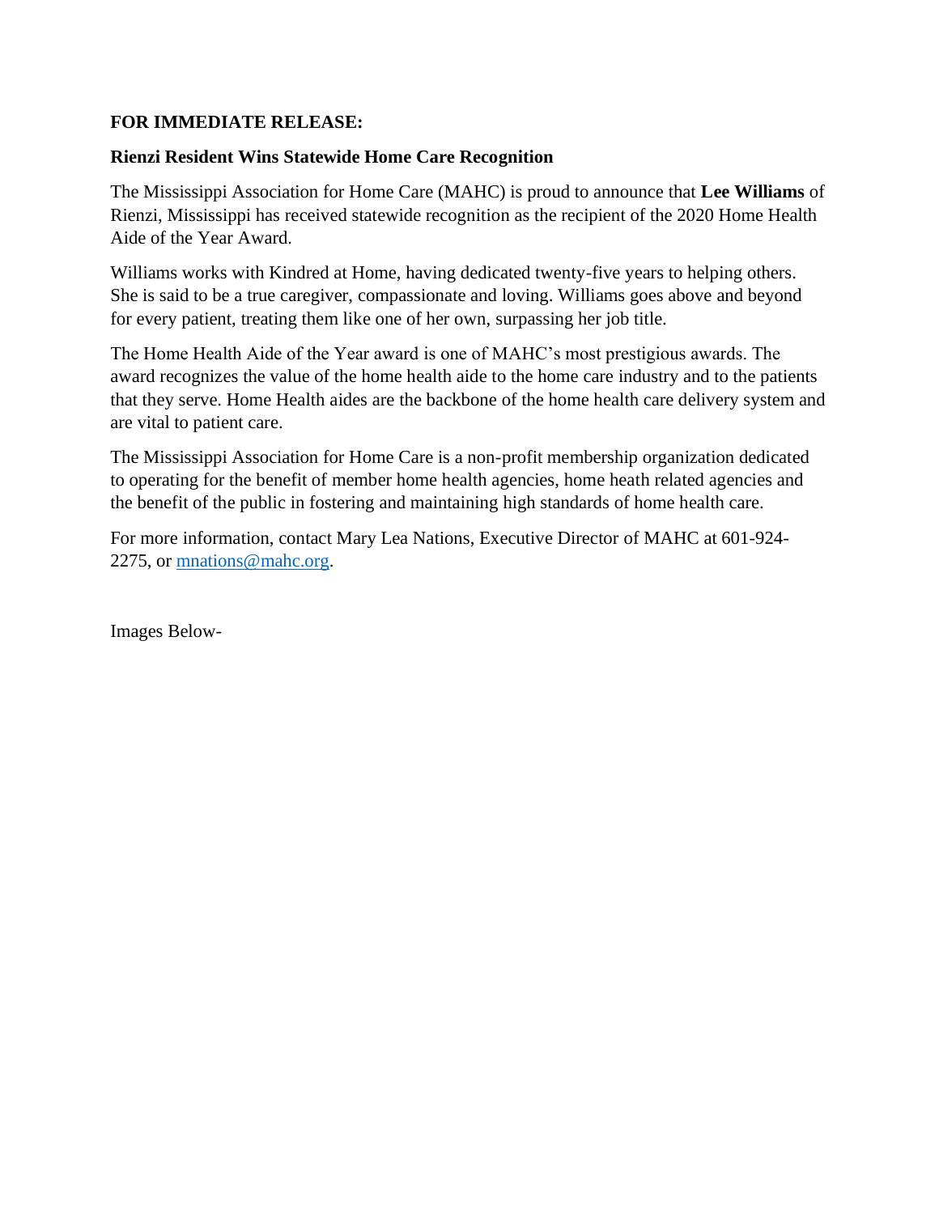**FOR IMMEDIATE RELEASE:**

**Rienzi Resident Wins Statewide Home Care Recognition**

The Mississippi Association for Home Care (MAHC) is proud to announce that **Lee Williams** of Rienzi, Mississippi has received statewide recognition as the recipient of the 2020 Home Health Aide of the Year Award.

Williams works with Kindred at Home, having dedicated twenty-five years to helping others. She is said to be a true caregiver, compassionate and loving. Williams goes above and beyond for every patient, treating them like one of her own, surpassing her job title.

The Home Health Aide of the Year award is one of MAHC's most prestigious awards. The award recognizes the value of the home health aide to the home care industry and to the patients that they serve. Home Health aides are the backbone of the home health care delivery system and are vital to patient care.

The Mississippi Association for Home Care is a non-profit membership organization dedicated to operating for the benefit of member home health agencies, home heath related agencies and the benefit of the public in fostering and maintaining high standards of home health care.

For more information, contact Mary Lea Nations, Executive Director of MAHC at 601-924-2275, or mnations@mahc.org.

Images Below-